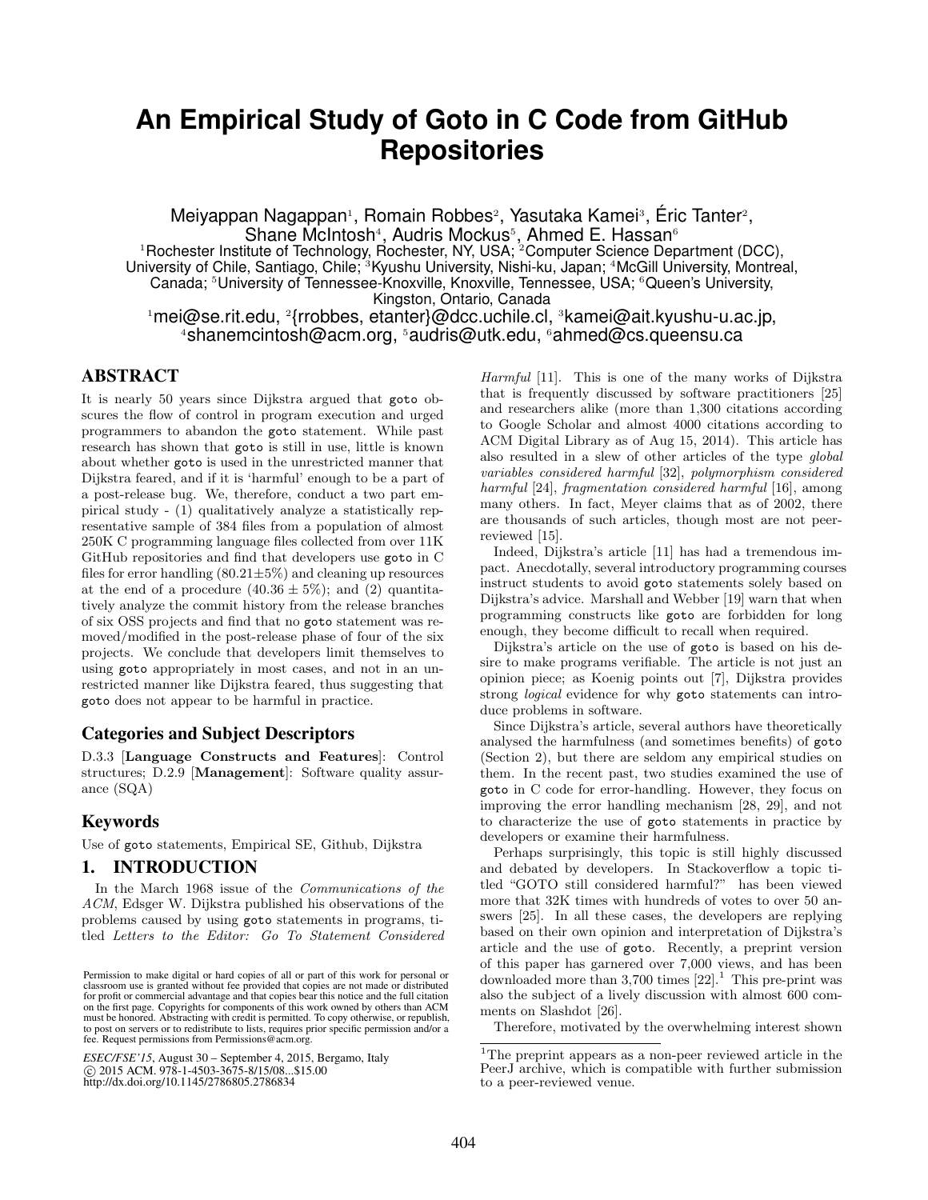# An Empirical Study of Goto in C Code from GitHub Repositories

Meiyappan Nagappan[1], Romain Robbes[2], Yasutaka Kamei[3], Éric Tanter[2], Shane McIntosh[4], Audris Mockus[5], Ahmed E. Hassan[6]

[1]Rochester Institute of Technology, Rochester, NY, USA; [2]Computer Science Department (DCC), University of Chile, Santiago, Chile; [3]Kyushu University, Nishi-ku, Japan; [4]McGill University, Montreal, Canada; [5]University of Tennessee-Knoxville, Knoxville, Tennessee, USA; [6]Queen's University, Kingston, Ontario, Canada

[1]mei@se.rit.edu, [2]{rrobbes, etanter}@dcc.uchile.cl, [3]kamei@ait.kyushu-u.ac.jp, [4]shanemcintosh@acm.org, [5]audris@utk.edu, [6]ahmed@cs.queensu.ca

## ABSTRACT

It is nearly 50 years since Dijkstra argued that `goto` obscures the flow of control in program execution and urged programmers to abandon the `goto` statement. While past research has shown that `goto` is still in use, little is known about whether `goto` is used in the unrestricted manner that Dijkstra feared, and if it is 'harmful' enough to be a part of a post-release bug. We, therefore, conduct a two part empirical study - (1) qualitatively analyze a statistically representative sample of 384 files from a population of almost 250K C programming language files collected from over 11K GitHub repositories and find that developers use `goto` in C files for error handling ($80.21 \pm 5\%$) and cleaning up resources at the end of a procedure ($40.36 \pm 5\%$); and (2) quantitatively analyze the commit history from the release branches of six OSS projects and find that no `goto` statement was removed/modified in the post-release phase of four of the six projects. We conclude that developers limit themselves to using `goto` appropriately in most cases, and not in an unrestricted manner like Dijkstra feared, thus suggesting that `goto` does not appear to be harmful in practice.

### Categories and Subject Descriptors

D.3.3 [**Language Constructs and Features**]: Control structures; D.2.9 [**Management**]: Software quality assurance (SQA)

### Keywords

Use of `goto` statements, Empirical SE, Github, Dijkstra

## 1. INTRODUCTION

In the March 1968 issue of the *Communications of the ACM*, Edsger W. Dijkstra published his observations of the problems caused by using `goto` statements in programs, titled *Letters to the Editor: Go To Statement Considered Harmful* [11]. This is one of the many works of Dijkstra that is frequently discussed by software practitioners [25] and researchers alike (more than 1,300 citations according to Google Scholar and almost 4000 citations according to ACM Digital Library as of Aug 15, 2014). This article has also resulted in a slew of other articles of the type *global variables considered harmful* [32], *polymorphism considered harmful* [24], *fragmentation considered harmful* [16], among many others. In fact, Meyer claims that as of 2002, there are thousands of such articles, though most are not peer-reviewed [15].

Indeed, Dijkstra's article [11] has had a tremendous impact. Anecdotally, several introductory programming courses instruct students to avoid `goto` statements solely based on Dijkstra's advice. Marshall and Webber [19] warn that when programming constructs like `goto` are forbidden for long enough, they become difficult to recall when required.

Dijkstra's article on the use of `goto` is based on his desire to make programs verifiable. The article is not just an opinion piece; as Koenig points out [7], Dijkstra provides strong *logical* evidence for why `goto` statements can introduce problems in software.

Since Dijkstra's article, several authors have theoretically analysed the harmfulness (and sometimes benefits) of `goto` (Section 2), but there are seldom any empirical studies on them. In the recent past, two studies examined the use of `goto` in C code for error-handling. However, they focus on improving the error handling mechanism [28, 29], and not to characterize the use of `goto` statements in practice by developers or examine their harmfulness.

Perhaps surprisingly, this topic is still highly discussed and debated by developers. In Stackoverflow a topic titled "GOTO still considered harmful?" has been viewed more that 32K times with hundreds of votes to over 50 answers [25]. In all these cases, the developers are replying based on their own opinion and interpretation of Dijkstra's article and the use of `goto`. Recently, a preprint version of this paper has garnered over 7,000 views, and has been downloaded more than 3,700 times [22].[1] This pre-print was also the subject of a lively discussion with almost 600 comments on Slashdot [26].

Therefore, motivated by the overwhelming interest shown

[1]The preprint appears as a non-peer reviewed article in the PeerJ archive, which is compatible with further submission to a peer-reviewed venue.

Permission to make digital or hard copies of all or part of this work for personal or classroom use is granted without fee provided that copies are not made or distributed for profit or commercial advantage and that copies bear this notice and the full citation on the first page. Copyrights for components of this work owned by others than ACM must be honored. Abstracting with credit is permitted. To copy otherwise, or republish, to post on servers or to redistribute to lists, requires prior specific permission and/or a fee. Request permissions from Permissions@acm.org.

*ESEC/FSE'15*, August 30 – September 4, 2015, Bergamo, Italy
© 2015 ACM. 978-1-4503-3675-8/15/08...$15.00
http://dx.doi.org/10.1145/2786805.2786834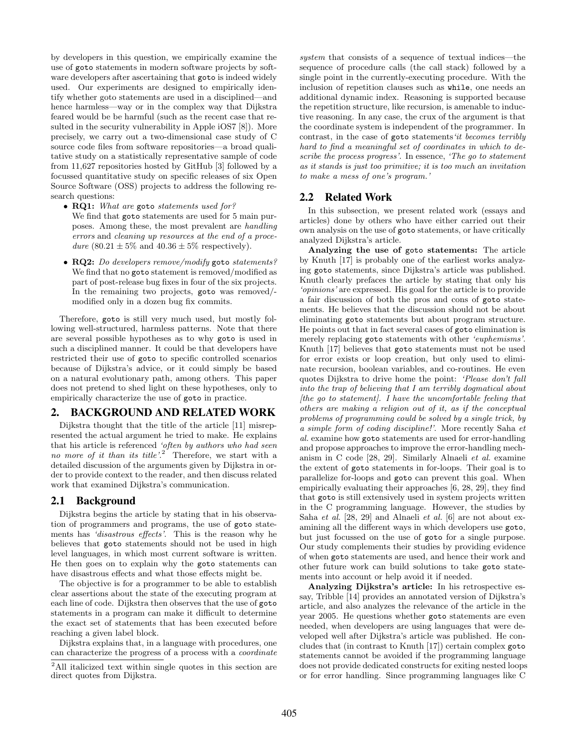by developers in this question, we empirically examine the use of `goto` statements in modern software projects by software developers after ascertaining that `goto` is indeed widely used. Our experiments are designed to empirically identify whether goto statements are used in a disciplined—and hence harmless—way or in the complex way that Dijkstra feared would be be harmful (such as the recent case that resulted in the security vulnerability in Apple iOS7 [8]). More precisely, we carry out a two-dimensional case study of C source code files from software repositories—a broad qualitative study on a statistically representative sample of code from 11,627 repositories hosted by GitHub [3] followed by a focussed quantitative study on specific releases of six Open Source Software (OSS) projects to address the following research questions:

- **RQ1:** *What are* `goto` *statements used for?*
  We find that `goto` statements are used for 5 main purposes. Among these, the most prevalent are *handling errors* and *cleaning up resources at the end of a procedure* ($80.21 \pm 5\%$ and $40.36 \pm 5\%$ respectively).
- **RQ2:** *Do developers remove/modify* `goto` *statements?*
  We find that no `goto` statement is removed/modified as part of post-release bug fixes in four of the six projects. In the remaining two projects, `goto` was removed/-modified only in a dozen bug fix commits.

Therefore, `goto` is still very much used, but mostly following well-structured, harmless patterns. Note that there are several possible hypotheses as to why `goto` is used in such a disciplined manner. It could be that developers have restricted their use of `goto` to specific controlled scenarios because of Dijkstra's advice, or it could simply be based on a natural evolutionary path, among others. This paper does not pretend to shed light on these hypotheses, only to empirically characterize the use of `goto` in practice.

## 2. BACKGROUND AND RELATED WORK

Dijkstra thought that the title of the article [11] misrepresented the actual argument he tried to make. He explains that his article is referenced *'often by authors who had seen no more of it than its title'*.[2] Therefore, we start with a detailed discussion of the arguments given by Dijkstra in order to provide context to the reader, and then discuss related work that examined Dijkstra's communication.

### 2.1 Background

Dijkstra begins the article by stating that in his observation of programmers and programs, the use of `goto` statements has *'disastrous effects'*. This is the reason why he believes that `goto` statements should not be used in high level languages, in which most current software is written. He then goes on to explain why the `goto` statements can have disastrous effects and what those effects might be.

The objective is for a programmer to be able to establish clear assertions about the state of the executing program at each line of code. Dijkstra then observes that the use of `goto` statements in a program can make it difficult to determine the exact set of statements that has been executed before reaching a given label block.

Dijkstra explains that, in a language with procedures, one can characterize the progress of a process with a *coordinate system* that consists of a sequence of textual indices—the sequence of procedure calls (the call stack) followed by a single point in the currently-executing procedure. With the inclusion of repetition clauses such as `while`, one needs an additional dynamic index. Reasoning is supported because the repetition structure, like recursion, is amenable to inductive reasoning. In any case, the crux of the argument is that the coordinate system is independent of the programmer. In contrast, in the case of `goto` statements *'it becomes terribly hard to find a meaningful set of coordinates in which to describe the process progress'*. In essence, *'The go to statement as it stands is just too primitive; it is too much an invitation to make a mess of one's program.'*

### 2.2 Related Work

In this subsection, we present related work (essays and articles) done by others who have either carried out their own analysis on the use of `goto` statements, or have critically analyzed Dijkstra's article.

**Analyzing the use of `goto` statements:** The article by Knuth [17] is probably one of the earliest works analyzing `goto` statements, since Dijkstra's article was published. Knuth clearly prefaces the article by stating that only his *'opinions'* are expressed. His goal for the article is to provide a fair discussion of both the pros and cons of `goto` statements. He believes that the discussion should not be about eliminating `goto` statements but about program structure. He points out that in fact several cases of `goto` elimination is merely replacing `goto` statements with other *'euphemisms'*. Knuth [17] believes that `goto` statements must not be used for error exists or loop creation, but only used to eliminate recursion, boolean variables, and co-routines. He even quotes Dijkstra to drive home the point: *'Please don't fall into the trap of believing that I am terribly dogmatical about [the go to statement]. I have the uncomfortable feeling that others are making a religion out of it, as if the conceptual problems of programming could be solved by a single trick, by a simple form of coding discipline!'*. More recently Saha *et al.* examine how `goto` statements are used for error-handling and propose approaches to improve the error-handling mechanism in C code [28, 29]. Similarly Alnaeli *et al.* examine the extent of `goto` statements in for-loops. Their goal is to parallelize for-loops and `goto` can prevent this goal. When empirically evaluating their approaches [6, 28, 29], they find that `goto` is still extensively used in system projects written in the C programming language. However, the studies by Saha *et al.* [28, 29] and Alnaeli *et al.* [6] are not about examining all the different ways in which developers use `goto`, but just focussed on the use of `goto` for a single purpose. Our study complements their studies by providing evidence of when `goto` statements are used, and hence their work and other future work can build solutions to take `goto` statements into account or help avoid it if needed.

**Analyzing Dijkstra's article:** In his retrospective essay, Tribble [14] provides an annotated version of Dijkstra's article, and also analyzes the relevance of the article in the year 2005. He questions whether `goto` statements are even needed, when developers are using languages that were developed well after Dijkstra's article was published. He concludes that (in contrast to Knuth [17]) certain complex `goto` statements cannot be avoided if the programming language does not provide dedicated constructs for exiting nested loops or for error handling. Since programming languages like C

[2] All italicized text within single quotes in this section are direct quotes from Dijkstra.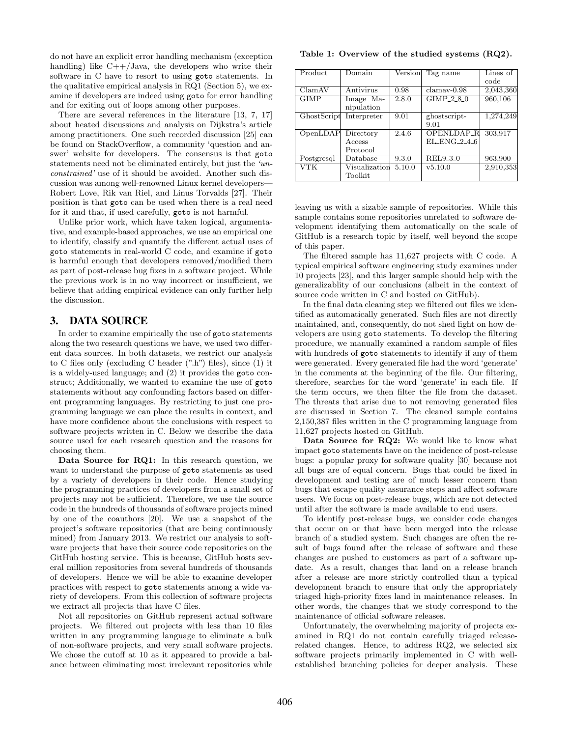do not have an explicit error handling mechanism (exception handling) like C++/Java, the developers who write their software in C have to resort to using goto statements. In the qualitative empirical analysis in RQ1 (Section 5), we examine if developers are indeed using goto for error handling and for exiting out of loops among other purposes.

There are several references in the literature [13, 7, 17] about heated discussions and analysis on Dijkstra's article among practitioners. One such recorded discussion [25] can be found on StackOverflow, a community 'question and answer' website for developers. The consensus is that goto statements need not be eliminated entirely, but just the *'unconstrained'* use of it should be avoided. Another such discussion was among well-renowned Linux kernel developers—Robert Love, Rik van Riel, and Linus Torvalds [27]. Their position is that goto can be used when there is a real need for it and that, if used carefully, goto is not harmful.

Unlike prior work, which have taken logical, argumentative, and example-based approaches, we use an empirical one to identify, classify and quantify the different actual uses of goto statements in real-world C code, and examine if goto is harmful enough that developers removed/modified them as part of post-release bug fixes in a software project. While the previous work is in no way incorrect or insufficient, we believe that adding empirical evidence can only further help the discussion.

## 3. DATA SOURCE

In order to examine empirically the use of goto statements along the two research questions we have, we used two different data sources. In both datasets, we restrict our analysis to C files only (excluding C header (".h") files), since (1) it is a widely-used language; and (2) it provides the goto construct; Additionally, we wanted to examine the use of goto statements without any confounding factors based on different programming languages. By restricting to just one programming language we can place the results in context, and have more confidence about the conclusions with respect to software projects written in C. Below we describe the data source used for each research question and the reasons for choosing them.

**Data Source for RQ1:** In this research question, we want to understand the purpose of goto statements as used by a variety of developers in their code. Hence studying the programming practices of developers from a small set of projects may not be sufficient. Therefore, we use the source code in the hundreds of thousands of software projects mined by one of the coauthors [20]. We use a snapshot of the project's software repositories (that are being continuously mined) from January 2013. We restrict our analysis to software projects that have their source code repositories on the GitHub hosting service. This is because, GitHub hosts several million repositories from several hundreds of thousands of developers. Hence we will be able to examine developer practices with respect to goto statements among a wide variety of developers. From this collection of software projects we extract all projects that have C files.

Not all repositories on GitHub represent actual software projects. We filtered out projects with less than 10 files written in any programming language to eliminate a bulk of non-software projects, and very small software projects. We chose the cutoff at 10 as it appeared to provide a balance between eliminating most irrelevant repositories while leaving us with a sizable sample of repositories. While this sample contains some repositories unrelated to software development identifying them automatically on the scale of GitHub is a research topic by itself, well beyond the scope of this paper.

The filtered sample has 11,627 projects with C code. A typical empirical software engineering study examines under 10 projects [23], and this larger sample should help with the generalizablity of our conclusions (albeit in the context of source code written in C and hosted on GitHub).

In the final data cleaning step we filtered out files we identified as automatically generated. Such files are not directly maintained, and, consequently, do not shed light on how developers are using goto statements. To develop the filtering procedure, we manually examined a random sample of files with hundreds of goto statements to identify if any of them were generated. Every generated file had the word 'generate' in the comments at the beginning of the file. Our filtering, therefore, searches for the word 'generate' in each file. If the term occurs, we then filter the file from the dataset. The threats that arise due to not removing generated files are discussed in Section 7. The cleaned sample contains 2,150,387 files written in the C programming language from 11,627 projects hosted on GitHub.

**Data Source for RQ2:** We would like to know what impact goto statements have on the incidence of post-release bugs: a popular proxy for software quality [30] because not all bugs are of equal concern. Bugs that could be fixed in development and testing are of much lesser concern than bugs that escape quality assurance steps and affect software users. We focus on post-release bugs, which are not detected until after the software is made available to end users.

To identify post-release bugs, we consider code changes that occur on or that have been merged into the release branch of a studied system. Such changes are often the result of bugs found after the release of software and these changes are pushed to customers as part of a software update. As a result, changes that land on a release branch after a release are more strictly controlled than a typical development branch to ensure that only the appropriately triaged high-priority fixes land in maintenance releases. In other words, the changes that we study correspond to the maintenance of official software releases.

Unfortunately, the overwhelming majority of projects examined in RQ1 do not contain carefully triaged release-related changes. Hence, to address RQ2, we selected six software projects primarily implemented in C with well-established branching policies for deeper analysis. These

**Table 1: Overview of the studied systems (RQ2).**

| Product | Domain | Version | Tag name | Lines of code |
|---|---|---|---|---|
| ClamAV | Antivirus | 0.98 | clamav-0.98 | 2,043,360 |
| GIMP | Image Manipulation | 2.8.0 | GIMP_2_8_0 | 960,106 |
| GhostScript | Interpreter | 9.01 | ghostscript-9.01 | 1,274,249 |
| OpenLDAP | Directory Access Protocol | 2.4.6 | OPENLDAP_REL_ENG_2_4_6 | 303,917 |
| Postgresql | Database | 9.3.0 | REL9_3_0 | 963,900 |
| VTK | Visualization Toolkit | 5.10.0 | v5.10.0 | 2,910,353 |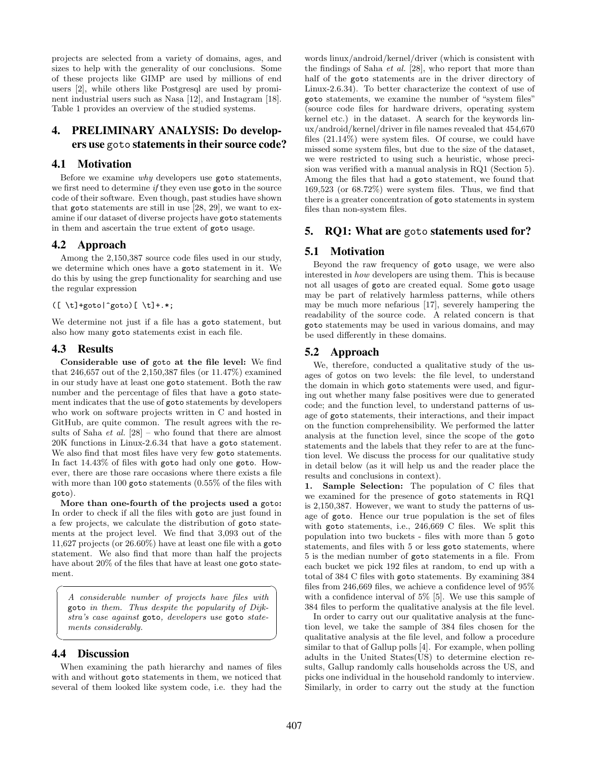projects are selected from a variety of domains, ages, and sizes to help with the generality of our conclusions. Some of these projects like GIMP are used by millions of end users [2], while others like Postgresql are used by prominent industrial users such as Nasa [12], and Instagram [18]. Table 1 provides an overview of the studied systems.

## 4. PRELIMINARY ANALYSIS: Do developers use goto statements in their source code?

### 4.1 Motivation

Before we examine *why* developers use goto statements, we first need to determine *if* they even use goto in the source code of their software. Even though, past studies have shown that goto statements are still in use [28, 29], we want to examine if our dataset of diverse projects have goto statements in them and ascertain the true extent of goto usage.

### 4.2 Approach

Among the 2,150,387 source code files used in our study, we determine which ones have a goto statement in it. We do this by using the grep functionality for searching and use the regular expression

```
([ \t]+goto|^goto)[ \t]+.*;
```

We determine not just if a file has a goto statement, but also how many goto statements exist in each file.

### 4.3 Results

**Considerable use of goto at the file level:** We find that 246,657 out of the 2,150,387 files (or 11.47%) examined in our study have at least one goto statement. Both the raw number and the percentage of files that have a goto statement indicates that the use of goto statements by developers who work on software projects written in C and hosted in GitHub, are quite common. The result agrees with the results of Saha *et al.* [28] – who found that there are almost 20K functions in Linux-2.6.34 that have a goto statement. We also find that most files have very few goto statements. In fact 14.43% of files with goto had only one goto. However, there are those rare occasions where there exists a file with more than 100 goto statements (0.55% of the files with goto).

**More than one-fourth of the projects used a goto:** In order to check if all the files with goto are just found in a few projects, we calculate the distribution of goto statements at the project level. We find that 3,093 out of the 11,627 projects (or 26.60%) have at least one file with a goto statement. We also find that more than half the projects have about 20% of the files that have at least one goto statement.

> *A considerable number of projects have files with* goto *in them. Thus despite the popularity of Dijkstra's case against* goto*, developers use* goto *statements considerably.*

### 4.4 Discussion

When examining the path hierarchy and names of files with and without goto statements in them, we noticed that several of them looked like system code, i.e. they had the words linux/android/kernel/driver (which is consistent with the findings of Saha *et al.* [28], who report that more than half of the goto statements are in the driver directory of Linux-2.6.34). To better characterize the context of use of goto statements, we examine the number of "system files" (source code files for hardware drivers, operating system kernel etc.) in the dataset. A search for the keywords linux/android/kernel/driver in file names revealed that 454,670 files (21.14%) were system files. Of course, we could have missed some system files, but due to the size of the dataset, we were restricted to using such a heuristic, whose precision was verified with a manual analysis in RQ1 (Section 5). Among the files that had a goto statement, we found that 169,523 (or 68.72%) were system files. Thus, we find that there is a greater concentration of goto statements in system files than non-system files.

## 5. RQ1: What are goto statements used for?

### 5.1 Motivation

Beyond the raw frequency of goto usage, we were also interested in *how* developers are using them. This is because not all usages of goto are created equal. Some goto usage may be part of relatively harmless patterns, while others may be much more nefarious [17], severely hampering the readability of the source code. A related concern is that goto statements may be used in various domains, and may be used differently in these domains.

### 5.2 Approach

We, therefore, conducted a qualitative study of the usages of gotos on two levels: the file level, to understand the domain in which goto statements were used, and figuring out whether many false positives were due to generated code; and the function level, to understand patterns of usage of goto statements, their interactions, and their impact on the function comprehensibility. We performed the latter analysis at the function level, since the scope of the goto statements and the labels that they refer to are at the function level. We discuss the process for our qualitative study in detail below (as it will help us and the reader place the results and conclusions in context).

**1. Sample Selection:** The population of C files that we examined for the presence of goto statements in RQ1 is 2,150,387. However, we want to study the patterns of usage of goto. Hence our true population is the set of files with goto statements, i.e., 246,669 C files. We split this population into two buckets - files with more than 5 goto statements, and files with 5 or less goto statements, where 5 is the median number of goto statements in a file. From each bucket we pick 192 files at random, to end up with a total of 384 C files with goto statements. By examining 384 files from 246,669 files, we achieve a confidence level of 95% with a confidence interval of 5% [5]. We use this sample of 384 files to perform the qualitative analysis at the file level.

In order to carry out our qualitative analysis at the function level, we take the sample of 384 files chosen for the qualitative analysis at the file level, and follow a procedure similar to that of Gallup polls [4]. For example, when polling adults in the United States(US) to determine election results, Gallup randomly calls households across the US, and picks one individual in the household randomly to interview. Similarly, in order to carry out the study at the function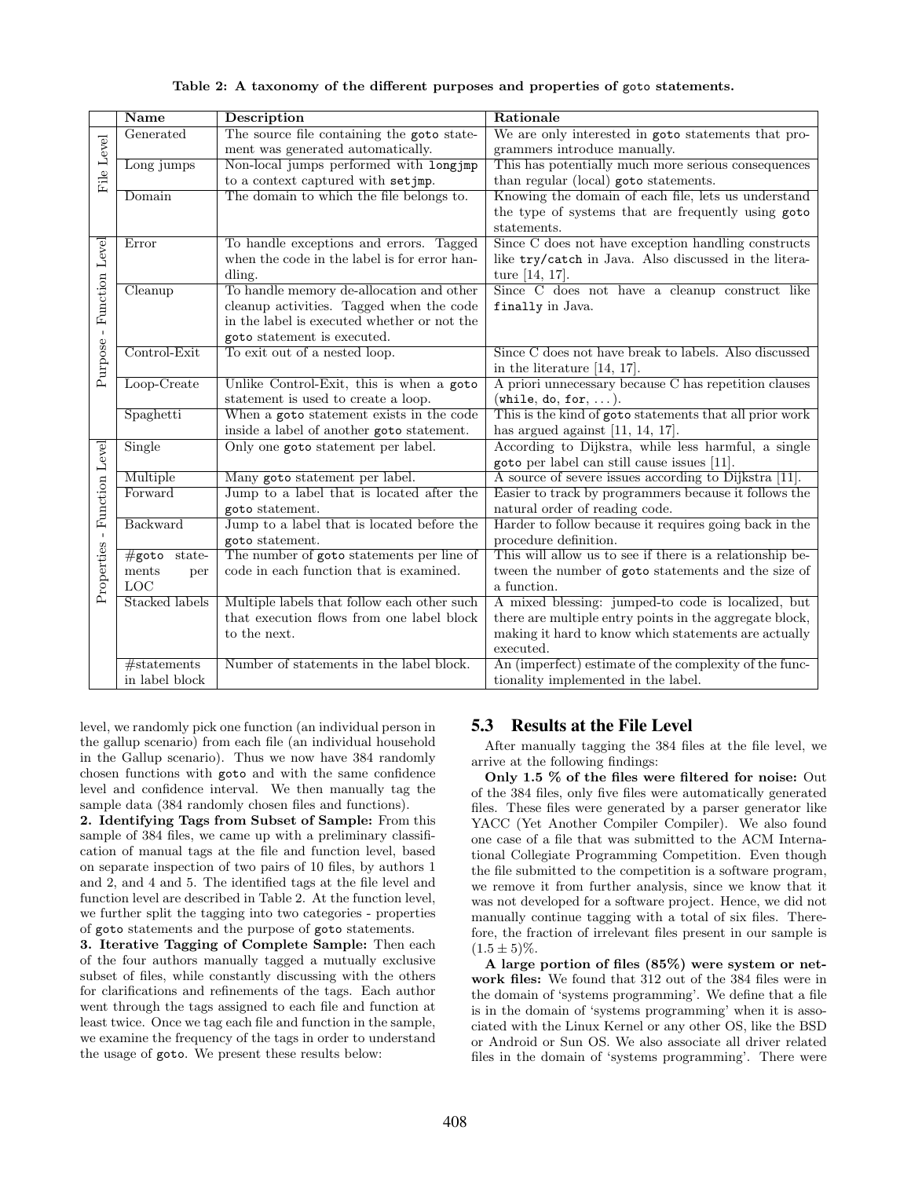Table 2: A taxonomy of the different purposes and properties of `goto` statements.

| | Name | Description | Rationale |
|---|---|---|---|
| File Level | Generated | The source file containing the `goto` statement was generated automatically. | We are only interested in `goto` statements that programmers introduce manually. |
| | Long jumps | Non-local jumps performed with `longjmp` to a context captured with `setjmp`. | This has potentially much more serious consequences than regular (local) `goto` statements. |
| | Domain | The domain to which the file belongs to. | Knowing the domain of each file, lets us understand the type of systems that are frequently using `goto` statements. |
| Purpose - Function Level | Error | To handle exceptions and errors. Tagged when the code in the label is for error handling. | Since C does not have exception handling constructs like `try/catch` in Java. Also discussed in the literature [14, 17]. |
| | Cleanup | To handle memory de-allocation and other cleanup activities. Tagged when the code in the label is executed whether or not the `goto` statement is executed. | Since C does not have a cleanup construct like `finally` in Java. |
| | Control-Exit | To exit out of a nested loop. | Since C does not have break to labels. Also discussed in the literature [14, 17]. |
| | Loop-Create | Unlike Control-Exit, this is when a `goto` statement is used to create a loop. | A priori unnecessary because C has repetition clauses (`while`, `do`, `for`, ...). |
| | Spaghetti | When a `goto` statement exists in the code inside a label of another `goto` statement. | This is the kind of `goto` statements that all prior work has argued against [11, 14, 17]. |
| Properties - Function Level | Single | Only one `goto` statement per label. | According to Dijkstra, while less harmful, a single `goto` per label can still cause issues [11]. |
| | Multiple | Many `goto` statement per label. | A source of severe issues according to Dijkstra [11]. |
| | Forward | Jump to a label that is located after the `goto` statement. | Easier to track by programmers because it follows the natural order of reading code. |
| | Backward | Jump to a label that is located before the `goto` statement. | Harder to follow because it requires going back in the procedure definition. |
| | #`goto` statements per LOC | The number of `goto` statements per line of code in each function that is examined. | This will allow us to see if there is a relationship between the number of `goto` statements and the size of a function. |
| | Stacked labels | Multiple labels that follow each other such that execution flows from one label block to the next. | A mixed blessing: jumped-to code is localized, but there are multiple entry points in the aggregate block, making it hard to know which statements are actually executed. |
| | #statements in label block | Number of statements in the label block. | An (imperfect) estimate of the complexity of the functionality implemented in the label. |

level, we randomly pick one function (an individual person in the gallup scenario) from each file (an individual household in the Gallup scenario). Thus we now have 384 randomly chosen functions with `goto` and with the same confidence level and confidence interval. We then manually tag the sample data (384 randomly chosen files and functions).

**2. Identifying Tags from Subset of Sample:** From this sample of 384 files, we came up with a preliminary classification of manual tags at the file and function level, based on separate inspection of two pairs of 10 files, by authors 1 and 2, and 4 and 5. The identified tags at the file level and function level are described in Table 2. At the function level, we further split the tagging into two categories - properties of `goto` statements and the purpose of `goto` statements.

**3. Iterative Tagging of Complete Sample:** Then each of the four authors manually tagged a mutually exclusive subset of files, while constantly discussing with the others for clarifications and refinements of the tags. Each author went through the tags assigned to each file and function at least twice. Once we tag each file and function in the sample, we examine the frequency of the tags in order to understand the usage of `goto`. We present these results below:

## 5.3 Results at the File Level

After manually tagging the 384 files at the file level, we arrive at the following findings:

**Only 1.5 % of the files were filtered for noise:** Out of the 384 files, only five files were automatically generated files. These files were generated by a parser generator like YACC (Yet Another Compiler Compiler). We also found one case of a file that was submitted to the ACM International Collegiate Programming Competition. Even though the file submitted to the competition is a software program, we remove it from further analysis, since we know that it was not developed for a software project. Hence, we did not manually continue tagging with a total of six files. Therefore, the fraction of irrelevant files present in our sample is $(1.5 \pm 5)\%$.

**A large portion of files (85%) were system or network files:** We found that 312 out of the 384 files were in the domain of 'systems programming'. We define that a file is in the domain of 'systems programming' when it is associated with the Linux Kernel or any other OS, like the BSD or Android or Sun OS. We also associate all driver related files in the domain of 'systems programming'. There were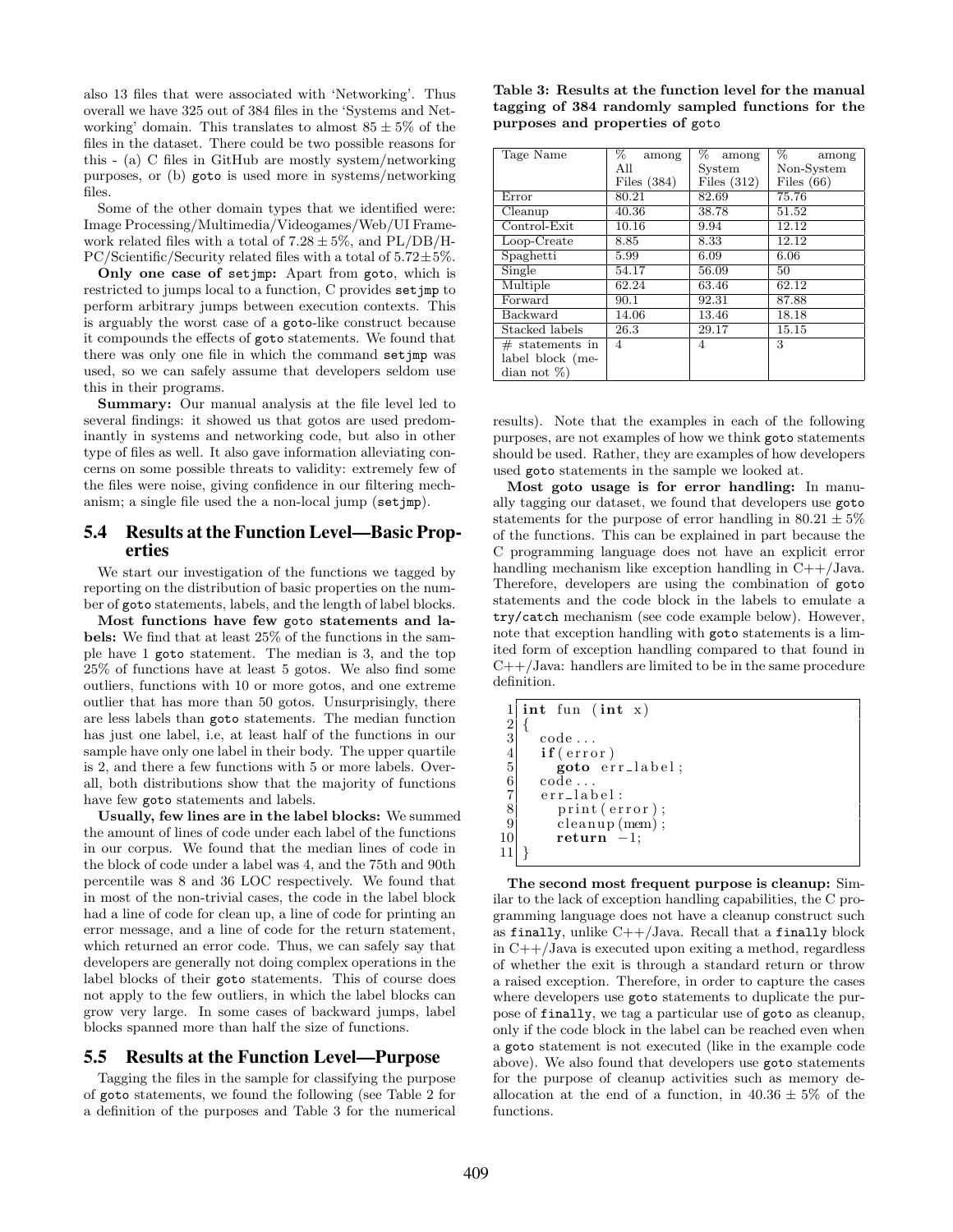also 13 files that were associated with 'Networking'. Thus overall we have 325 out of 384 files in the 'Systems and Networking' domain. This translates to almost $85 \pm 5\%$ of the files in the dataset. There could be two possible reasons for this - (a) C files in GitHub are mostly system/networking purposes, or (b) goto is used more in systems/networking files.

Some of the other domain types that we identified were: Image Processing/Multimedia/Videogames/Web/UI Framework related files with a total of $7.28 \pm 5\%$, and PL/DB/HPC/Scientific/Security related files with a total of $5.72 \pm 5\%$.

**Only one case of setjmp:** Apart from goto, which is restricted to jumps local to a function, C provides setjmp to perform arbitrary jumps between execution contexts. This is arguably the worst case of a goto-like construct because it compounds the effects of goto statements. We found that there was only one file in which the command setjmp was used, so we can safely assume that developers seldom use this in their programs.

**Summary:** Our manual analysis at the file level led to several findings: it showed us that gotos are used predominantly in systems and networking code, but also in other type of files as well. It also gave information alleviating concerns on some possible threats to validity: extremely few of the files were noise, giving confidence in our filtering mechanism; a single file used the a non-local jump (setjmp).

## 5.4 Results at the Function Level—Basic Properties

We start our investigation of the functions we tagged by reporting on the distribution of basic properties on the number of goto statements, labels, and the length of label blocks.

**Most functions have few goto statements and labels:** We find that at least 25% of the functions in the sample have 1 goto statement. The median is 3, and the top 25% of functions have at least 5 gotos. We also find some outliers, functions with 10 or more gotos, and one extreme outlier that has more than 50 gotos. Unsurprisingly, there are less labels than goto statements. The median function has just one label, i.e, at least half of the functions in our sample have only one label in their body. The upper quartile is 2, and there a few functions with 5 or more labels. Overall, both distributions show that the majority of functions have few goto statements and labels.

**Usually, few lines are in the label blocks:** We summed the amount of lines of code under each label of the functions in our corpus. We found that the median lines of code in the block of code under a label was 4, and the 75th and 90th percentile was 8 and 36 LOC respectively. We found that in most of the non-trivial cases, the code in the label block had a line of code for clean up, a line of code for printing an error message, and a line of code for the return statement, which returned an error code. Thus, we can safely say that developers are generally not doing complex operations in the label blocks of their goto statements. This of course does not apply to the few outliers, in which the label blocks can grow very large. In some cases of backward jumps, label blocks spanned more than half the size of functions.

## 5.5 Results at the Function Level—Purpose

Tagging the files in the sample for classifying the purpose of goto statements, we found the following (see Table 2 for a definition of the purposes and Table 3 for the numerical results). Note that the examples in each of the following purposes, are not examples of how we think goto statements should be used. Rather, they are examples of how developers used goto statements in the sample we looked at.

**Table 3: Results at the function level for the manual tagging of 384 randomly sampled functions for the purposes and properties of goto**

| Tage Name | % among All Files (384) | % among System Files (312) | % among Non-System Files (66) |
|---|---|---|---|
| Error | 80.21 | 82.69 | 75.76 |
| Cleanup | 40.36 | 38.78 | 51.52 |
| Control-Exit | 10.16 | 9.94 | 12.12 |
| Loop-Create | 8.85 | 8.33 | 12.12 |
| Spaghetti | 5.99 | 6.09 | 6.06 |
| Single | 54.17 | 56.09 | 50 |
| Multiple | 62.24 | 63.46 | 62.12 |
| Forward | 90.1 | 92.31 | 87.88 |
| Backward | 14.06 | 13.46 | 18.18 |
| Stacked labels | 26.3 | 29.17 | 15.15 |
| # statements in label block (median not %) | 4 | 4 | 3 |

**Most goto usage is for error handling:** In manually tagging our dataset, we found that developers use goto statements for the purpose of error handling in $80.21 \pm 5\%$ of the functions. This can be explained in part because the C programming language does not have an explicit error handling mechanism like exception handling in C++/Java. Therefore, developers are using the combination of goto statements and the code block in the labels to emulate a try/catch mechanism (see code example below). However, note that exception handling with goto statements is a limited form of exception handling compared to that found in C++/Java: handlers are limited to be in the same procedure definition.

```
1  int fun (int x)
2  {
3    code...
4    if(error)
5      goto err_label;
6    code...
7    err_label:
8      print(error);
9      cleanup(mem);
10     return -1;
11 }
```

**The second most frequent purpose is cleanup:** Similar to the lack of exception handling capabilities, the C programming language does not have a cleanup construct such as finally, unlike C++/Java. Recall that a finally block in C++/Java is executed upon exiting a method, regardless of whether the exit is through a standard return or throw a raised exception. Therefore, in order to capture the cases where developers use goto statements to duplicate the purpose of finally, we tag a particular use of goto as cleanup, only if the code block in the label can be reached even when a goto statement is not executed (like in the example code above). We also found that developers use goto statements for the purpose of cleanup activities such as memory deallocation at the end of a function, in $40.36 \pm 5\%$ of the functions.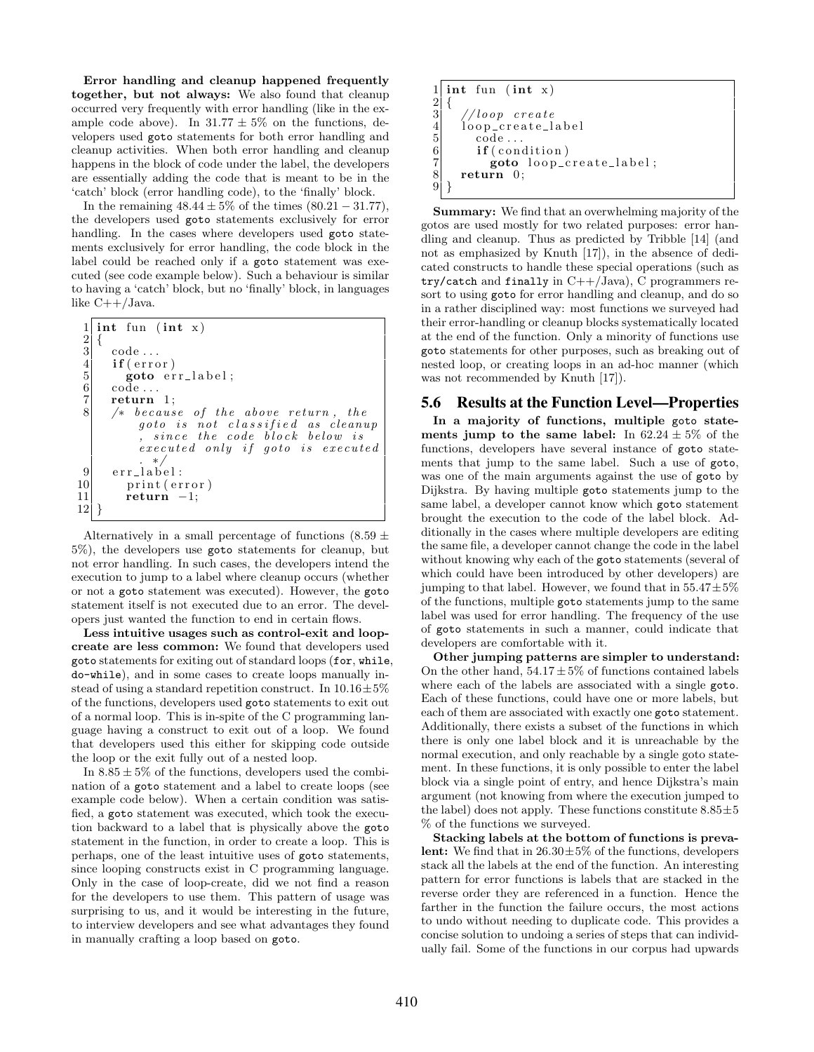**Error handling and cleanup happened frequently together, but not always:** We also found that cleanup occurred very frequently with error handling (like in the example code above). In $31.77 \pm 5\%$ on the functions, developers used `goto` statements for both error handling and cleanup activities. When both error handling and cleanup happens in the block of code under the label, the developers are essentially adding the code that is meant to be in the 'catch' block (error handling code), to the 'finally' block.

In the remaining $48.44 \pm 5\%$ of the times $(80.21 - 31.77)$, the developers used `goto` statements exclusively for error handling. In the cases where developers used `goto` statements exclusively for error handling, the code block in the label could be reached only if a `goto` statement was executed (see code example below). Such a behaviour is similar to having a 'catch' block, but no 'finally' block, in languages like C++/Java.

```
1  int fun (int x)
2  {
3    code...
4    if(error)
5      goto err_label;
6    code...
7    return 1;
8    /* because of the above return, the
         goto is not classified as cleanup
         , since the code block below is
         executed only if goto is executed
         . */
9    err_label:
10     print(error)
11     return -1;
12 }
```

Alternatively in a small percentage of functions ($8.59 \pm 5\%$), the developers use `goto` statements for cleanup, but not error handling. In such cases, the developers intend the execution to jump to a label where cleanup occurs (whether or not a `goto` statement was executed). However, the `goto` statement itself is not executed due to an error. The developers just wanted the function to end in certain flows.

**Less intuitive usages such as control-exit and loop-create are less common:** We found that developers used `goto` statements for exiting out of standard loops (`for`, `while`, `do-while`), and in some cases to create loops manually instead of using a standard repetition construct. In $10.16 \pm 5\%$ of the functions, developers used `goto` statements to exit out of a normal loop. This is in-spite of the C programming language having a construct to exit out of a loop. We found that developers used this either for skipping code outside the loop or the exit fully out of a nested loop.

In $8.85 \pm 5\%$ of the functions, developers used the combination of a `goto` statement and a label to create loops (see example code below). When a certain condition was satisfied, a `goto` statement was executed, which took the execution backward to a label that is physically above the `goto` statement in the function, in order to create a loop. This is perhaps, one of the least intuitive uses of `goto` statements, since looping constructs exist in C programming language. Only in the case of loop-create, did we not find a reason for the developers to use them. This pattern of usage was surprising to us, and it would be interesting in the future, to interview developers and see what advantages they found in manually crafting a loop based on `goto`.

```
1  int fun (int x)
2  {
3    //loop create
4    loop_create_label
5      code...
6      if(condition)
7        goto loop_create_label;
8    return 0;
9  }
```

**Summary:** We find that an overwhelming majority of the gotos are used mostly for two related purposes: error handling and cleanup. Thus as predicted by Tribble [14] (and not as emphasized by Knuth [17]), in the absence of dedicated constructs to handle these special operations (such as `try/catch` and `finally` in C++/Java), C programmers resort to using `goto` for error handling and cleanup, and do so in a rather disciplined way: most functions we surveyed had their error-handling or cleanup blocks systematically located at the end of the function. Only a minority of functions use `goto` statements for other purposes, such as breaking out of nested loop, or creating loops in an ad-hoc manner (which was not recommended by Knuth [17]).

## 5.6 Results at the Function Level—Properties

**In a majority of functions, multiple `goto` statements jump to the same label:** In $62.24 \pm 5\%$ of the functions, developers have several instance of `goto` statements that jump to the same label. Such a use of `goto`, was one of the main arguments against the use of `goto` by Dijkstra. By having multiple `goto` statements jump to the same label, a developer cannot know which `goto` statement brought the execution to the code of the label block. Additionally in the cases where multiple developers are editing the same file, a developer cannot change the code in the label without knowing why each of the `goto` statements (several of which could have been introduced by other developers) are jumping to that label. However, we found that in $55.47 \pm 5\%$ of the functions, multiple `goto` statements jump to the same label was used for error handling. The frequency of the use of `goto` statements in such a manner, could indicate that developers are comfortable with it.

**Other jumping patterns are simpler to understand:** On the other hand, $54.17 \pm 5\%$ of functions contained labels where each of the labels are associated with a single `goto`. Each of these functions, could have one or more labels, but each of them are associated with exactly one `goto` statement. Additionally, there exists a subset of the functions in which there is only one label block and it is unreachable by the normal execution, and only reachable by a single goto statement. In these functions, it is only possible to enter the label block via a single point of entry, and hence Dijkstra's main argument (not knowing from where the execution jumped to the label) does not apply. These functions constitute $8.85 \pm 5$ % of the functions we surveyed.

**Stacking labels at the bottom of functions is prevalent:** We find that in $26.30 \pm 5\%$ of the functions, developers stack all the labels at the end of the function. An interesting pattern for error functions is labels that are stacked in the reverse order they are referenced in a function. Hence the farther in the function the failure occurs, the most actions to undo without needing to duplicate code. This provides a concise solution to undoing a series of steps that can individually fail. Some of the functions in our corpus had upwards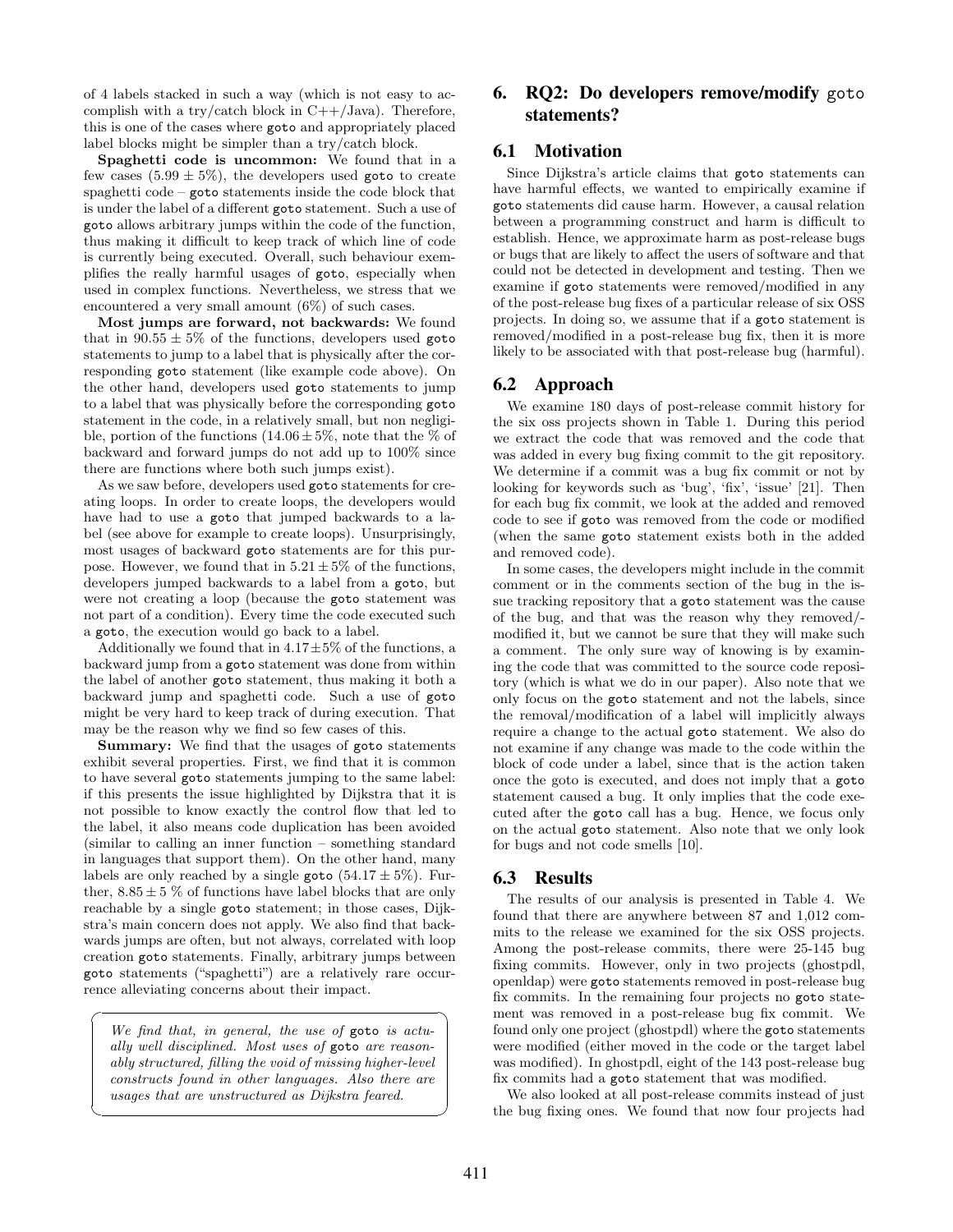of 4 labels stacked in such a way (which is not easy to accomplish with a try/catch block in C++/Java). Therefore, this is one of the cases where goto and appropriately placed label blocks might be simpler than a try/catch block.

**Spaghetti code is uncommon:** We found that in a few cases ($5.99 \pm 5\%$), the developers used goto to create spaghetti code – goto statements inside the code block that is under the label of a different goto statement. Such a use of goto allows arbitrary jumps within the code of the function, thus making it difficult to keep track of which line of code is currently being executed. Overall, such behaviour exemplifies the really harmful usages of goto, especially when used in complex functions. Nevertheless, we stress that we encountered a very small amount (6%) of such cases.

**Most jumps are forward, not backwards:** We found that in $90.55 \pm 5\%$ of the functions, developers used goto statements to jump to a label that is physically after the corresponding goto statement (like example code above). On the other hand, developers used goto statements to jump to a label that was physically before the corresponding goto statement in the code, in a relatively small, but non negligible, portion of the functions ($14.06 \pm 5\%$, note that the % of backward and forward jumps do not add up to 100% since there are functions where both such jumps exist).

As we saw before, developers used goto statements for creating loops. In order to create loops, the developers would have had to use a goto that jumped backwards to a label (see above for example to create loops). Unsurprisingly, most usages of backward goto statements are for this purpose. However, we found that in $5.21 \pm 5\%$ of the functions, developers jumped backwards to a label from a goto, but were not creating a loop (because the goto statement was not part of a condition). Every time the code executed such a goto, the execution would go back to a label.

Additionally we found that in $4.17 \pm 5\%$ of the functions, a backward jump from a goto statement was done from within the label of another goto statement, thus making it both a backward jump and spaghetti code. Such a use of goto might be very hard to keep track of during execution. That may be the reason why we find so few cases of this.

**Summary:** We find that the usages of goto statements exhibit several properties. First, we find that it is common to have several goto statements jumping to the same label: if this presents the issue highlighted by Dijkstra that it is not possible to know exactly the control flow that led to the label, it also means code duplication has been avoided (similar to calling an inner function – something standard in languages that support them). On the other hand, many labels are only reached by a single goto ($54.17 \pm 5\%$). Further, $8.85 \pm 5$ % of functions have label blocks that are only reachable by a single goto statement; in those cases, Dijkstra's main concern does not apply. We also find that backwards jumps are often, but not always, correlated with loop creation goto statements. Finally, arbitrary jumps between goto statements ("spaghetti") are a relatively rare occurrence alleviating concerns about their impact.

*We find that, in general, the use of* goto *is actually well disciplined. Most uses of* goto *are reasonably structured, filling the void of missing higher-level constructs found in other languages. Also there are usages that are unstructured as Dijkstra feared.*

## 6. RQ2: Do developers remove/modify goto statements?

### 6.1 Motivation

Since Dijkstra's article claims that goto statements can have harmful effects, we wanted to empirically examine if goto statements did cause harm. However, a causal relation between a programming construct and harm is difficult to establish. Hence, we approximate harm as post-release bugs or bugs that are likely to affect the users of software and that could not be detected in development and testing. Then we examine if goto statements were removed/modified in any of the post-release bug fixes of a particular release of six OSS projects. In doing so, we assume that if a goto statement is removed/modified in a post-release bug fix, then it is more likely to be associated with that post-release bug (harmful).

### 6.2 Approach

We examine 180 days of post-release commit history for the six oss projects shown in Table 1. During this period we extract the code that was removed and the code that was added in every bug fixing commit to the git repository. We determine if a commit was a bug fix commit or not by looking for keywords such as 'bug', 'fix', 'issue' [21]. Then for each bug fix commit, we look at the added and removed code to see if goto was removed from the code or modified (when the same goto statement exists both in the added and removed code).

In some cases, the developers might include in the commit comment or in the comments section of the bug in the issue tracking repository that a goto statement was the cause of the bug, and that was the reason why they removed/modified it, but we cannot be sure that they will make such a comment. The only sure way of knowing is by examining the code that was committed to the source code repository (which is what we do in our paper). Also note that we only focus on the goto statement and not the labels, since the removal/modification of a label will implicitly always require a change to the actual goto statement. We also do not examine if any change was made to the code within the block of code under a label, since that is the action taken once the goto is executed, and does not imply that a goto statement caused a bug. It only implies that the code executed after the goto call has a bug. Hence, we focus only on the actual goto statement. Also note that we only look for bugs and not code smells [10].

### 6.3 Results

The results of our analysis is presented in Table 4. We found that there are anywhere between 87 and 1,012 commits to the release we examined for the six OSS projects. Among the post-release commits, there were 25-145 bug fixing commits. However, only in two projects (ghostpdl, openldap) were goto statements removed in post-release bug fix commits. In the remaining four projects no goto statement was removed in a post-release bug fix commit. We found only one project (ghostpdl) where the goto statements were modified (either moved in the code or the target label was modified). In ghostpdl, eight of the 143 post-release bug fix commits had a goto statement that was modified.

We also looked at all post-release commits instead of just the bug fixing ones. We found that now four projects had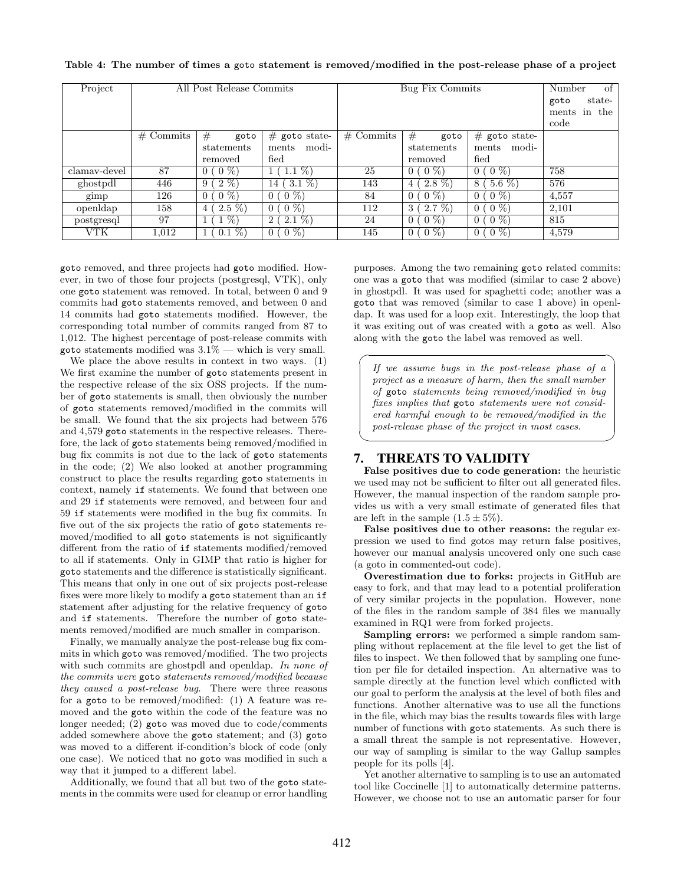**Table 4: The number of times a `goto` statement is removed/modified in the post-release phase of a project**

| Project | All Post Release Commits | | | Bug Fix Commits | | | Number of goto statements in the code |
|---|---|---|---|---|---|---|---|
| | # Commits | # goto statements removed | # goto statements modified | # Commits | # goto statements removed | # goto statements modified | |
| clamav-devel | 87 | 0 ( 0 %) | 1 ( 1.1 %) | 25 | 0 ( 0 %) | 0 ( 0 %) | 758 |
| ghostpdl | 446 | 9 ( 2 %) | 14 ( 3.1 %) | 143 | 4 ( 2.8 %) | 8 ( 5.6 %) | 576 |
| gimp | 126 | 0 ( 0 %) | 0 ( 0 %) | 84 | 0 ( 0 %) | 0 ( 0 %) | 4,557 |
| openldap | 158 | 4 ( 2.5 %) | 0 ( 0 %) | 112 | 3 ( 2.7 %) | 0 ( 0 %) | 2,101 |
| postgresql | 97 | 1 ( 1 %) | 2 ( 2.1 %) | 24 | 0 ( 0 %) | 0 ( 0 %) | 815 |
| VTK | 1,012 | 1 ( 0.1 %) | 0 ( 0 %) | 145 | 0 ( 0 %) | 0 ( 0 %) | 4,579 |

goto removed, and three projects had goto modified. However, in two of those four projects (postgresql, VTK), only one goto statement was removed. In total, between 0 and 9 commits had goto statements removed, and between 0 and 14 commits had goto statements modified. However, the corresponding total number of commits ranged from 87 to 1,012. The highest percentage of post-release commits with goto statements modified was 3.1% — which is very small.

We place the above results in context in two ways. (1) We first examine the number of goto statements present in the respective release of the six OSS projects. If the number of goto statements is small, then obviously the number of goto statements removed/modified in the commits will be small. We found that the six projects had between 576 and 4,579 goto statements in the respective releases. Therefore, the lack of goto statements being removed/modified in bug fix commits is not due to the lack of goto statements in the code; (2) We also looked at another programming construct to place the results regarding goto statements in context, namely if statements. We found that between one and 29 if statements were removed, and between four and 59 if statements were modified in the bug fix commits. In five out of the six projects the ratio of goto statements removed/modified to all goto statements is not significantly different from the ratio of if statements modified/removed to all if statements. Only in GIMP that ratio is higher for goto statements and the difference is statistically significant. This means that only in one out of six projects post-release fixes were more likely to modify a goto statement than an if statement after adjusting for the relative frequency of goto and if statements. Therefore the number of goto statements removed/modified are much smaller in comparison.

Finally, we manually analyze the post-release bug fix commits in which goto was removed/modified. The two projects with such commits are ghostpdl and openldap. *In none of the commits were goto statements removed/modified because they caused a post-release bug.* There were three reasons for a goto to be removed/modified: (1) A feature was removed and the goto within the code of the feature was no longer needed; (2) goto was moved due to code/comments added somewhere above the goto statement; and (3) goto was moved to a different if-condition's block of code (only one case). We noticed that no goto was modified in such a way that it jumped to a different label.

Additionally, we found that all but two of the goto statements in the commits were used for cleanup or error handling purposes. Among the two remaining goto related commits: one was a goto that was modified (similar to case 2 above) in ghostpdl. It was used for spaghetti code; another was a goto that was removed (similar to case 1 above) in openldap. It was used for a loop exit. Interestingly, the loop that it was exiting out of was created with a goto as well. Also along with the goto the label was removed as well.

> *If we assume bugs in the post-release phase of a project as a measure of harm, then the small number of goto statements being removed/modified in bug fixes implies that goto statements were not considered harmful enough to be removed/modified in the post-release phase of the project in most cases.*

## 7. THREATS TO VALIDITY

**False positives due to code generation:** the heuristic we used may not be sufficient to filter out all generated files. However, the manual inspection of the random sample provides us with a very small estimate of generated files that are left in the sample ($1.5 \pm 5\%$).

**False positives due to other reasons:** the regular expression we used to find gotos may return false positives, however our manual analysis uncovered only one such case (a goto in commented-out code).

**Overestimation due to forks:** projects in GitHub are easy to fork, and that may lead to a potential proliferation of very similar projects in the population. However, none of the files in the random sample of 384 files we manually examined in RQ1 were from forked projects.

**Sampling errors:** we performed a simple random sampling without replacement at the file level to get the list of files to inspect. We then followed that by sampling one function per file for detailed inspection. An alternative was to sample directly at the function level which conflicted with our goal to perform the analysis at the level of both files and functions. Another alternative was to use all the functions in the file, which may bias the results towards files with large number of functions with goto statements. As such there is a small threat the sample is not representative. However, our way of sampling is similar to the way Gallup samples people for its polls [4].

Yet another alternative to sampling is to use an automated tool like Coccinelle [1] to automatically determine patterns. However, we choose not to use an automatic parser for four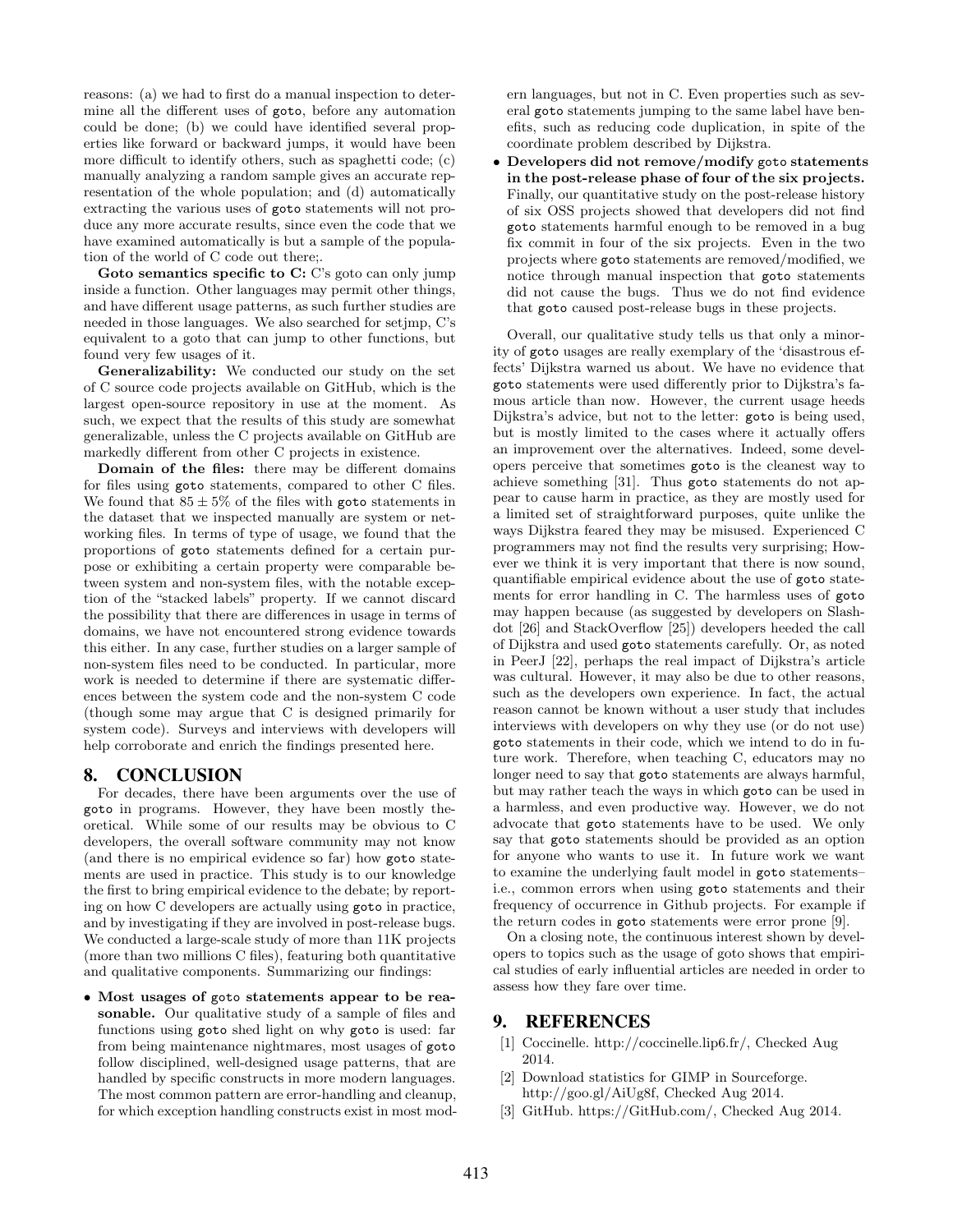reasons: (a) we had to first do a manual inspection to determine all the different uses of goto, before any automation could be done; (b) we could have identified several properties like forward or backward jumps, it would have been more difficult to identify others, such as spaghetti code; (c) manually analyzing a random sample gives an accurate representation of the whole population; and (d) automatically extracting the various uses of goto statements will not produce any more accurate results, since even the code that we have examined automatically is but a sample of the population of the world of C code out there;.

**Goto semantics specific to C:** C's goto can only jump inside a function. Other languages may permit other things, and have different usage patterns, as such further studies are needed in those languages. We also searched for setjmp, C's equivalent to a goto that can jump to other functions, but found very few usages of it.

**Generalizability:** We conducted our study on the set of C source code projects available on GitHub, which is the largest open-source repository in use at the moment. As such, we expect that the results of this study are somewhat generalizable, unless the C projects available on GitHub are markedly different from other C projects in existence.

**Domain of the files:** there may be different domains for files using goto statements, compared to other C files. We found that $85 \pm 5\%$ of the files with goto statements in the dataset that we inspected manually are system or networking files. In terms of type of usage, we found that the proportions of goto statements defined for a certain purpose or exhibiting a certain property were comparable between system and non-system files, with the notable exception of the "stacked labels" property. If we cannot discard the possibility that there are differences in usage in terms of domains, we have not encountered strong evidence towards this either. In any case, further studies on a larger sample of non-system files need to be conducted. In particular, more work is needed to determine if there are systematic differences between the system code and the non-system C code (though some may argue that C is designed primarily for system code). Surveys and interviews with developers will help corroborate and enrich the findings presented here.

## 8. CONCLUSION

For decades, there have been arguments over the use of goto in programs. However, they have been mostly theoretical. While some of our results may be obvious to C developers, the overall software community may not know (and there is no empirical evidence so far) how goto statements are used in practice. This study is to our knowledge the first to bring empirical evidence to the debate; by reporting on how C developers are actually using goto in practice, and by investigating if they are involved in post-release bugs. We conducted a large-scale study of more than 11K projects (more than two millions C files), featuring both quantitative and qualitative components. Summarizing our findings:

- **Most usages of goto statements appear to be reasonable.** Our qualitative study of a sample of files and functions using goto shed light on why goto is used: far from being maintenance nightmares, most usages of goto follow disciplined, well-designed usage patterns, that are handled by specific constructs in more modern languages. The most common pattern are error-handling and cleanup, for which exception handling constructs exist in most modern languages, but not in C. Even properties such as several goto statements jumping to the same label have benefits, such as reducing code duplication, in spite of the coordinate problem described by Dijkstra.
- **Developers did not remove/modify goto statements in the post-release phase of four of the six projects.** Finally, our quantitative study on the post-release history of six OSS projects showed that developers did not find goto statements harmful enough to be removed in a bug fix commit in four of the six projects. Even in the two projects where goto statements are removed/modified, we notice through manual inspection that goto statements did not cause the bugs. Thus we do not find evidence that goto caused post-release bugs in these projects.

Overall, our qualitative study tells us that only a minority of goto usages are really exemplary of the 'disastrous effects' Dijkstra warned us about. We have no evidence that goto statements were used differently prior to Dijkstra's famous article than now. However, the current usage heeds Dijkstra's advice, but not to the letter: goto is being used, but is mostly limited to the cases where it actually offers an improvement over the alternatives. Indeed, some developers perceive that sometimes goto is the cleanest way to achieve something [31]. Thus goto statements do not appear to cause harm in practice, as they are mostly used for a limited set of straightforward purposes, quite unlike the ways Dijkstra feared they may be misused. Experienced C programmers may not find the results very surprising; However we think it is very important that there is now sound, quantifiable empirical evidence about the use of goto statements for error handling in C. The harmless uses of goto may happen because (as suggested by developers on Slashdot [26] and StackOverflow [25]) developers heeded the call of Dijkstra and used goto statements carefully. Or, as noted in PeerJ [22], perhaps the real impact of Dijkstra's article was cultural. However, it may also be due to other reasons, such as the developers own experience. In fact, the actual reason cannot be known without a user study that includes interviews with developers on why they use (or do not use) goto statements in their code, which we intend to do in future work. Therefore, when teaching C, educators may no longer need to say that goto statements are always harmful, but may rather teach the ways in which goto can be used in a harmless, and even productive way. However, we do not advocate that goto statements have to be used. We only say that goto statements should be provided as an option for anyone who wants to use it. In future work we want to examine the underlying fault model in goto statements– i.e., common errors when using goto statements and their frequency of occurrence in Github projects. For example if the return codes in goto statements were error prone [9].

On a closing note, the continuous interest shown by developers to topics such as the usage of goto shows that empirical studies of early influential articles are needed in order to assess how they fare over time.

## 9. REFERENCES

[1] Coccinelle. http://coccinelle.lip6.fr/, Checked Aug 2014.

[2] Download statistics for GIMP in Sourceforge. http://goo.gl/AiUg8f, Checked Aug 2014.

[3] GitHub. https://GitHub.com/, Checked Aug 2014.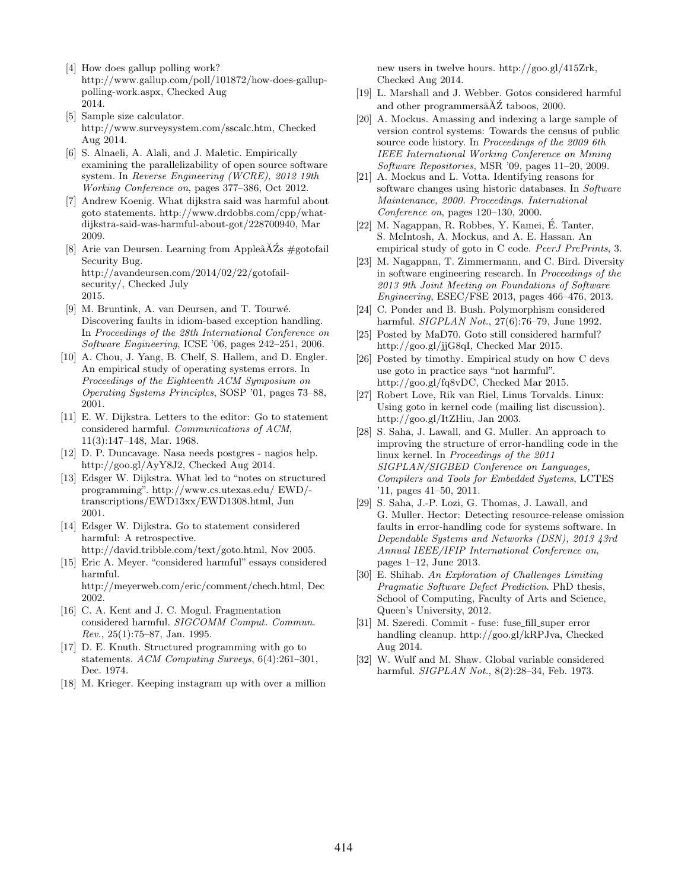[4] How does gallup polling work? http://www.gallup.com/poll/101872/how-does-gallup-polling-work.aspx, Checked Aug 2014.

[5] Sample size calculator. http://www.surveysystem.com/sscalc.htm, Checked Aug 2014.

[6] S. Alnaeli, A. Alali, and J. Maletic. Empirically examining the parallelizability of open source software system. In *Reverse Engineering (WCRE), 2012 19th Working Conference on*, pages 377–386, Oct 2012.

[7] Andrew Koenig. What dijkstra said was harmful about goto statements. http://www.drdobbs.com/cpp/what-dijkstra-said-was-harmful-about-got/228700940, Mar 2009.

[8] Arie van Deursen. Learning from AppleâĂŹs #gotofail Security Bug. http://avandeursen.com/2014/02/22/gotofail-security/, Checked July 2015.

[9] M. Bruntink, A. van Deursen, and T. Tourwé. Discovering faults in idiom-based exception handling. In *Proceedings of the 28th International Conference on Software Engineering*, ICSE '06, pages 242–251, 2006.

[10] A. Chou, J. Yang, B. Chelf, S. Hallem, and D. Engler. An empirical study of operating systems errors. In *Proceedings of the Eighteenth ACM Symposium on Operating Systems Principles*, SOSP '01, pages 73–88, 2001.

[11] E. W. Dijkstra. Letters to the editor: Go to statement considered harmful. *Communications of ACM*, 11(3):147–148, Mar. 1968.

[12] D. P. Duncavage. Nasa needs postgres - nagios help. http://goo.gl/AyY8J2, Checked Aug 2014.

[13] Edsger W. Dijkstra. What led to "notes on structured programming". http://www.cs.utexas.edu/ EWD/-transcriptions/EWD13xx/EWD1308.html, Jun 2001.

[14] Edsger W. Dijkstra. Go to statement considered harmful: A retrospective. http://david.tribble.com/text/goto.html, Nov 2005.

[15] Eric A. Meyer. "considered harmful" essays considered harmful. http://meyerweb.com/eric/comment/chech.html, Dec 2002.

[16] C. A. Kent and J. C. Mogul. Fragmentation considered harmful. *SIGCOMM Comput. Commun. Rev.*, 25(1):75–87, Jan. 1995.

[17] D. E. Knuth. Structured programming with go to statements. *ACM Computing Surveys*, 6(4):261–301, Dec. 1974.

[18] M. Krieger. Keeping instagram up with over a million new users in twelve hours. http://goo.gl/415Zrk, Checked Aug 2014.

[19] L. Marshall and J. Webber. Gotos considered harmful and other programmersâĂŹ taboos, 2000.

[20] A. Mockus. Amassing and indexing a large sample of version control systems: Towards the census of public source code history. In *Proceedings of the 2009 6th IEEE International Working Conference on Mining Software Repositories*, MSR '09, pages 11–20, 2009.

[21] A. Mockus and L. Votta. Identifying reasons for software changes using historic databases. In *Software Maintenance, 2000. Proceedings. International Conference on*, pages 120–130, 2000.

[22] M. Nagappan, R. Robbes, Y. Kamei, É. Tanter, S. McIntosh, A. Mockus, and A. E. Hassan. An empirical study of goto in C code. *PeerJ PrePrints*, 3.

[23] M. Nagappan, T. Zimmermann, and C. Bird. Diversity in software engineering research. In *Proceedings of the 2013 9th Joint Meeting on Foundations of Software Engineering*, ESEC/FSE 2013, pages 466–476, 2013.

[24] C. Ponder and B. Bush. Polymorphism considered harmful. *SIGPLAN Not.*, 27(6):76–79, June 1992.

[25] Posted by MaD70. Goto still considered harmful? http://goo.gl/jjG8qI, Checked Mar 2015.

[26] Posted by timothy. Empirical study on how C devs use goto in practice says "not harmful". http://goo.gl/fq8vDC, Checked Mar 2015.

[27] Robert Love, Rik van Riel, Linus Torvalds. Linux: Using goto in kernel code (mailing list discussion). http://goo.gl/ItZHiu, Jan 2003.

[28] S. Saha, J. Lawall, and G. Muller. An approach to improving the structure of error-handling code in the linux kernel. In *Proceedings of the 2011 SIGPLAN/SIGBED Conference on Languages, Compilers and Tools for Embedded Systems*, LCTES '11, pages 41–50, 2011.

[29] S. Saha, J.-P. Lozi, G. Thomas, J. Lawall, and G. Muller. Hector: Detecting resource-release omission faults in error-handling code for systems software. In *Dependable Systems and Networks (DSN), 2013 43rd Annual IEEE/IFIP International Conference on*, pages 1–12, June 2013.

[30] E. Shihab. *An Exploration of Challenges Limiting Pragmatic Software Defect Prediction*. PhD thesis, School of Computing, Faculty of Arts and Science, Queen's University, 2012.

[31] M. Szeredi. Commit - fuse: fuse_fill_super error handling cleanup. http://goo.gl/kRPJva, Checked Aug 2014.

[32] W. Wulf and M. Shaw. Global variable considered harmful. *SIGPLAN Not.*, 8(2):28–34, Feb. 1973.